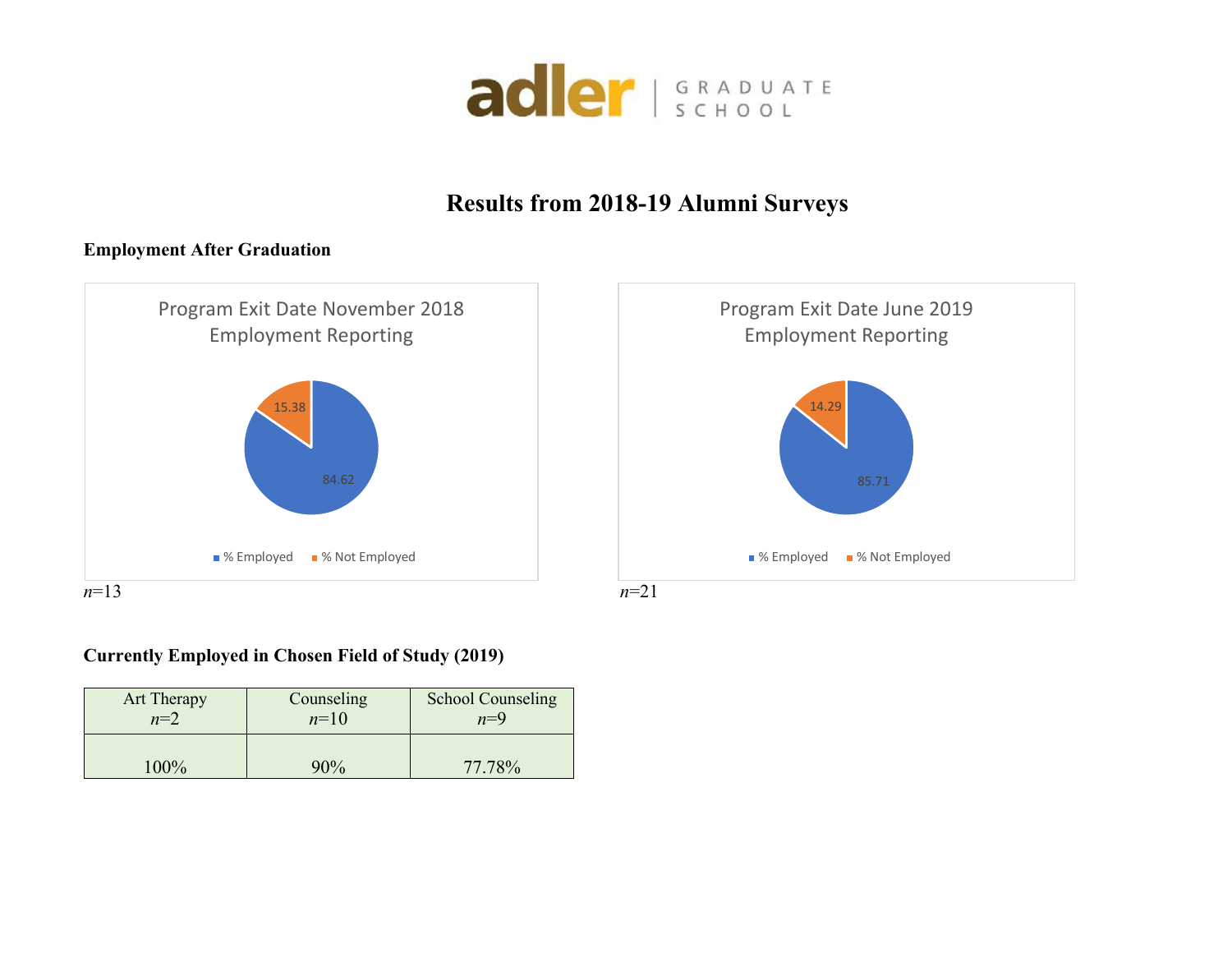# adler | GRADUATE SCHOOL

## Results from 2018-19 Alumni Surveys

### Employment After Graduation

**Program Exit Date November 2018 Employment Reporting**

- % Employed: 84.62
- % Not Employed: 15.38

*n*=13

**Program Exit Date June 2019 Employment Reporting**

- % Employed: 85.71
- % Not Employed: 14.29

*n*=21

### Currently Employed in Chosen Field of Study (2019)

| Art Therapy *n*=2 | Counseling *n*=10 | School Counseling *n*=9 |
|---|---|---|
| 100% | 90% | 77.78% |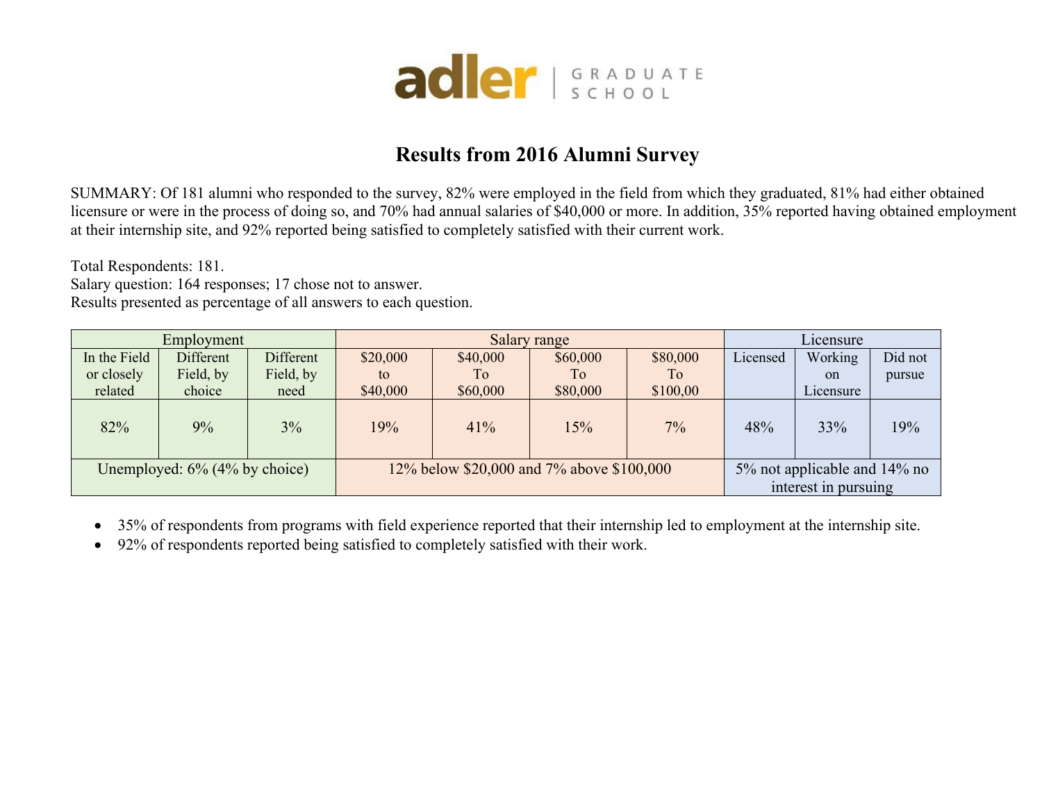adler | GRADUATE SCHOOL

# Results from 2016 Alumni Survey

SUMMARY: Of 181 alumni who responded to the survey, 82% were employed in the field from which they graduated, 81% had either obtained licensure or were in the process of doing so, and 70% had annual salaries of $40,000 or more. In addition, 35% reported having obtained employment at their internship site, and 92% reported being satisfied to completely satisfied with their current work.

Total Respondents: 181.
Salary question: 164 responses; 17 chose not to answer.
Results presented as percentage of all answers to each question.

| Employment | | | Salary range | | | | Licensure | | |
|---|---|---|---|---|---|---|---|---|---|
| In the Field or closely related | Different Field, by choice | Different Field, by need | $20,000 to $40,000 | $40,000 To $60,000 | $60,000 To $80,000 | $80,000 To $100,00 | Licensed | Working on Licensure | Did not pursue |
| 82% | 9% | 3% | 19% | 41% | 15% | 7% | 48% | 33% | 19% |
| Unemployed: 6% (4% by choice) | | | 12% below $20,000 and 7% above $100,000 | | | | 5% not applicable and 14% no interest in pursuing | | |

- 35% of respondents from programs with field experience reported that their internship led to employment at the internship site.
- 92% of respondents reported being satisfied to completely satisfied with their work.